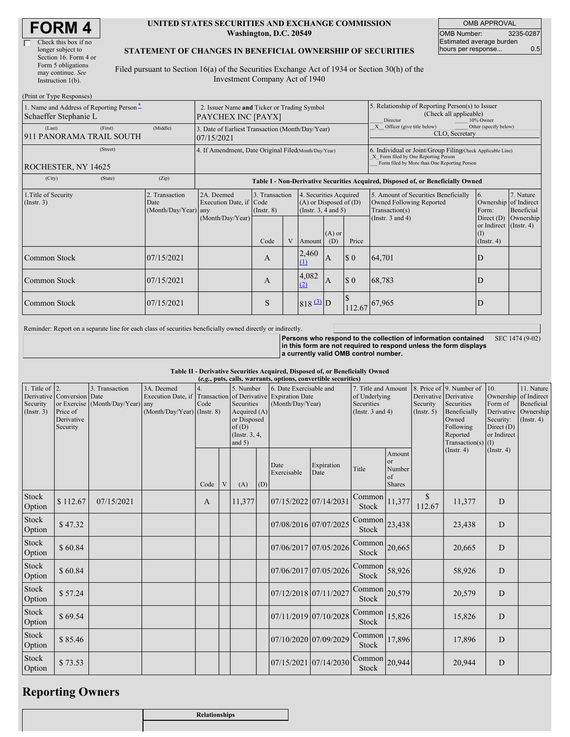# FORM 4

☐ Check this box if no longer subject to Section 16. Form 4 or Form 5 obligations may continue. *See* Instruction 1(b).

**UNITED STATES SECURITIES AND EXCHANGE COMMISSION**
**Washington, D.C. 20549**

**STATEMENT OF CHANGES IN BENEFICIAL OWNERSHIP OF SECURITIES**

Filed pursuant to Section 16(a) of the Securities Exchange Act of 1934 or Section 30(h) of the Investment Company Act of 1940

| OMB APPROVAL | |
|---|---|
| OMB Number: | 3235-0287 |
| Estimated average burden hours per response... | 0.5 |

(Print or Type Responses)

| 1. Name and Address of Reporting Person * | 2. Issuer Name and Ticker or Trading Symbol | 5. Relationship of Reporting Person(s) to Issuer (Check all applicable) |
|---|---|---|
| Schaeffer Stephanie L | PAYCHEX INC [PAYX] | ___ Director ___ 10% Owner |
| (Last) (First) (Middle) | 3. Date of Earliest Transaction (Month/Day/Year) | _X_ Officer (give title below) ___ Other (specify below) |
| 911 PANORAMA TRAIL SOUTH | 07/15/2021 | CLO, Secretary |
| (Street) | 4. If Amendment, Date Original Filed (Month/Day/Year) | 6. Individual or Joint/Group Filing (Check Applicable Line) _X_ Form filed by One Reporting Person ___ Form filed by More than One Reporting Person |
| ROCHESTER, NY 14625 | | |
| (City) (State) (Zip) | | |

**Table I - Non-Derivative Securities Acquired, Disposed of, or Beneficially Owned**

| 1.Title of Security (Instr. 3) | 2. Transaction Date (Month/Day/Year) | 2A. Deemed Execution Date, if any (Month/Day/Year) | 3. Transaction Code (Instr. 8) | | 4. Securities Acquired (A) or Disposed of (D) (Instr. 3, 4 and 5) | | | 5. Amount of Securities Beneficially Owned Following Reported Transaction(s) (Instr. 3 and 4) | 6. Ownership Form: Direct (D) or Indirect (I) (Instr. 4) | 7. Nature of Indirect Beneficial Ownership (Instr. 4) |
|---|---|---|---|---|---|---|---|---|---|---|
| | | | Code | V | Amount | (A) or (D) | Price | | | |
| Common Stock | 07/15/2021 | | A | | 2,460 (1) | A | $ 0 | 64,701 | D | |
| Common Stock | 07/15/2021 | | A | | 4,082 (2) | A | $ 0 | 68,783 | D | |
| Common Stock | 07/15/2021 | | S | | 818 (3) | D | $ 112.67 | 67,965 | D | |

Reminder: Report on a separate line for each class of securities beneficially owned directly or indirectly.

**Persons who respond to the collection of information contained in this form are not required to respond unless the form displays a currently valid OMB control number.** SEC 1474 (9-02)

**Table II - Derivative Securities Acquired, Disposed of, or Beneficially Owned**
**(*e.g.*, puts, calls, warrants, options, convertible securities)**

| 1. Title of Derivative Security (Instr. 3) | 2. Conversion or Exercise Price of Derivative Security | 3. Transaction Date (Month/Day/Year) | 3A. Deemed Execution Date, if any (Month/Day/Year) | 4. Transaction Code (Instr. 8) | | 5. Number of Derivative Securities Acquired (A) or Disposed of (D) (Instr. 3, 4, and 5) | | 6. Date Exercisable and Expiration Date (Month/Day/Year) | | 7. Title and Amount of Underlying Securities (Instr. 3 and 4) | | 8. Price of Derivative Security (Instr. 5) | 9. Number of Derivative Securities Beneficially Owned Following Reported Transaction(s) (Instr. 4) | 10. Ownership Form of Derivative Security: Direct (D) or Indirect (I) (Instr. 4) | 11. Nature of Indirect Beneficial Ownership (Instr. 4) |
|---|---|---|---|---|---|---|---|---|---|---|---|---|---|---|---|
| | | | | Code | V | (A) | (D) | Date Exercisable | Expiration Date | Title | Amount or Number of Shares | | | | |
| Stock Option | $ 112.67 | 07/15/2021 | | A | | 11,377 | | 07/15/2022 | 07/14/2031 | Common Stock | 11,377 | $ 112.67 | 11,377 | D | |
| Stock Option | $ 47.32 | | | | | | | 07/08/2016 | 07/07/2025 | Common Stock | 23,438 | | 23,438 | D | |
| Stock Option | $ 60.84 | | | | | | | 07/06/2017 | 07/05/2026 | Common Stock | 20,665 | | 20,665 | D | |
| Stock Option | $ 60.84 | | | | | | | 07/06/2017 | 07/05/2026 | Common Stock | 58,926 | | 58,926 | D | |
| Stock Option | $ 57.24 | | | | | | | 07/12/2018 | 07/11/2027 | Common Stock | 20,579 | | 20,579 | D | |
| Stock Option | $ 69.54 | | | | | | | 07/11/2019 | 07/10/2028 | Common Stock | 15,826 | | 15,826 | D | |
| Stock Option | $ 85.46 | | | | | | | 07/10/2020 | 07/09/2029 | Common Stock | 17,896 | | 17,896 | D | |
| Stock Option | $ 73.53 | | | | | | | 07/15/2021 | 07/14/2030 | Common Stock | 20,944 | | 20,944 | D | |

## Reporting Owners

| | Relationships |
|---|---|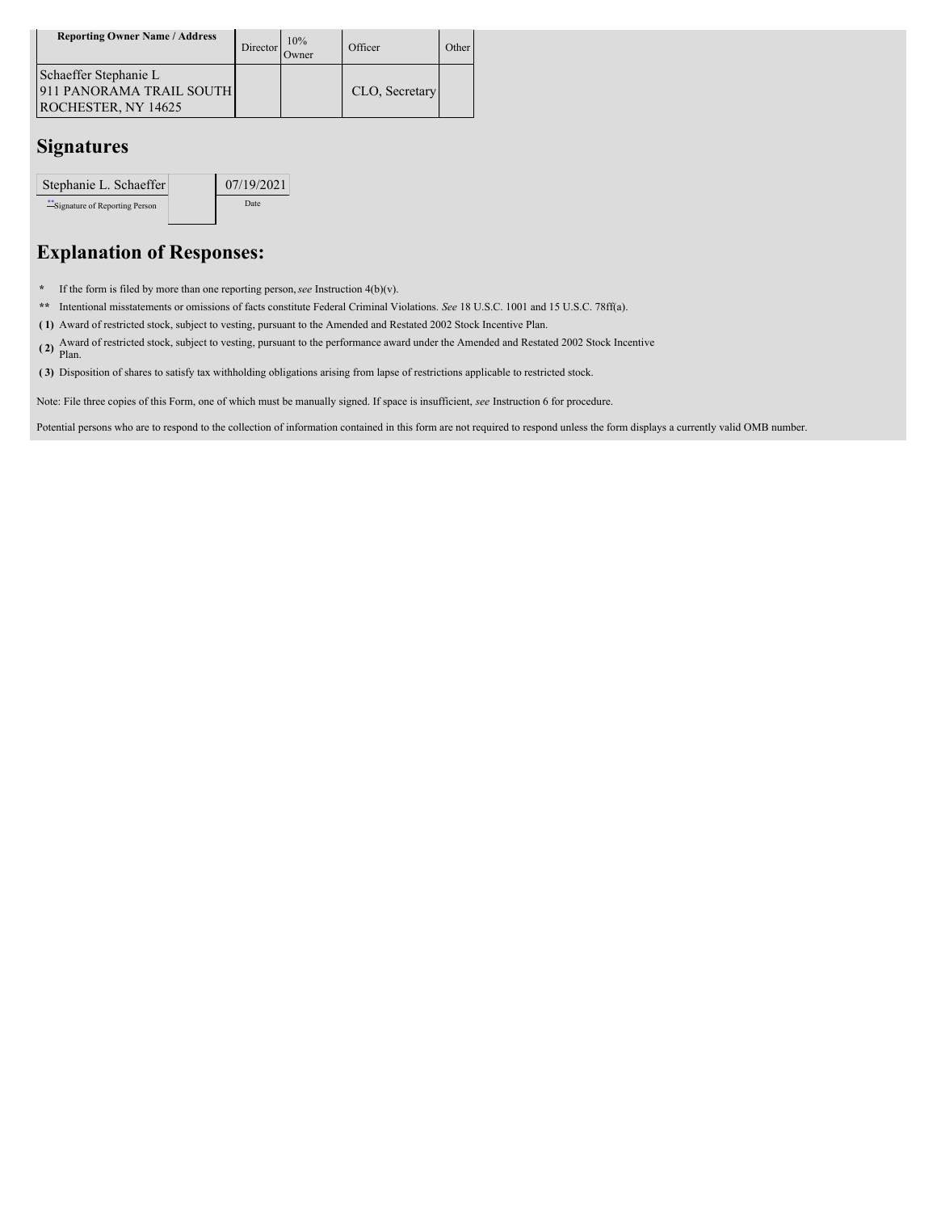| Reporting Owner Name / Address | Director | 10% Owner | Officer | Other |
| --- | --- | --- | --- | --- |
| Schaeffer Stephanie L<br>911 PANORAMA TRAIL SOUTH<br>ROCHESTER, NY 14625 | | | CLO, Secretary | |

## Signatures

| Stephanie L. Schaeffer | | 07/19/2021 |
| --- | --- | --- |
| **Signature of Reporting Person | | Date |

## Explanation of Responses:

- \* If the form is filed by more than one reporting person, *see* Instruction 4(b)(v).
- ** Intentional misstatements or omissions of facts constitute Federal Criminal Violations. *See* 18 U.S.C. 1001 and 15 U.S.C. 78ff(a).
- **( 1)** Award of restricted stock, subject to vesting, pursuant to the Amended and Restated 2002 Stock Incentive Plan.
- **( 2)** Award of restricted stock, subject to vesting, pursuant to the performance award under the Amended and Restated 2002 Stock Incentive Plan.
- **( 3)** Disposition of shares to satisfy tax withholding obligations arising from lapse of restrictions applicable to restricted stock.

Note: File three copies of this Form, one of which must be manually signed. If space is insufficient, *see* Instruction 6 for procedure.

Potential persons who are to respond to the collection of information contained in this form are not required to respond unless the form displays a currently valid OMB number.